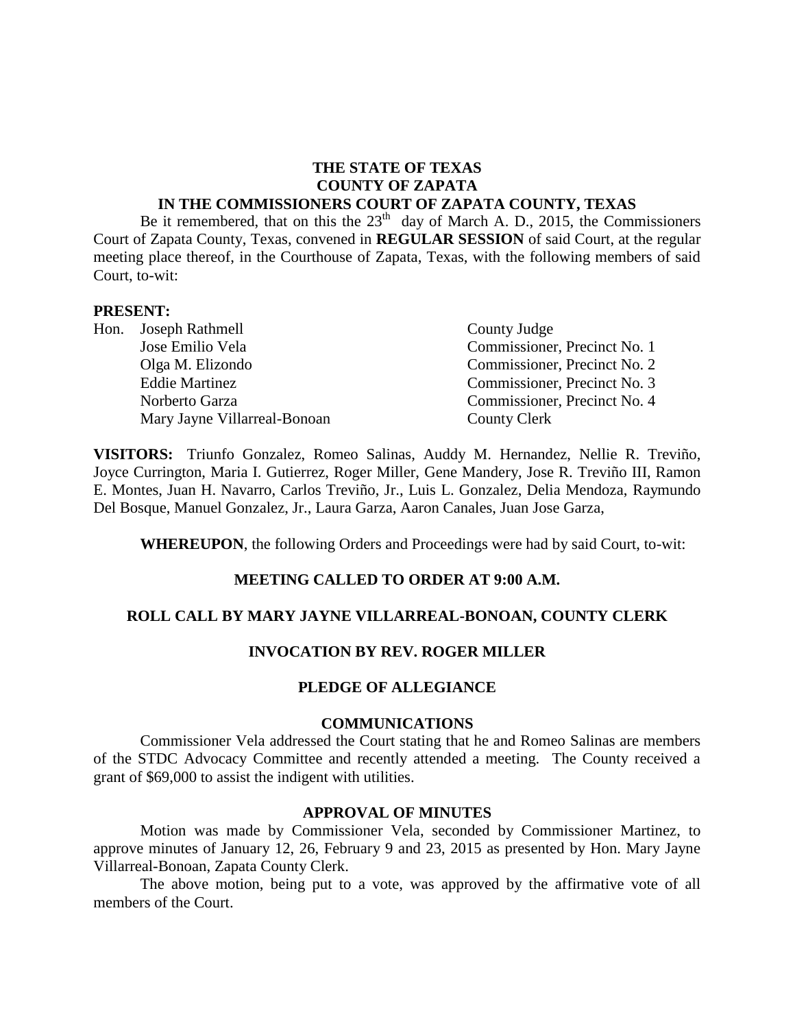**THE STATE OF TEXAS**
**COUNTY OF ZAPATA**
**IN THE COMMISSIONERS COURT OF ZAPATA COUNTY, TEXAS**

Be it remembered, that on this the 23[th] day of March A. D., 2015, the Commissioners Court of Zapata County, Texas, convened in **REGULAR SESSION** of said Court, at the regular meeting place thereof, in the Courthouse of Zapata, Texas, with the following members of said Court, to-wit:

**PRESENT:**

| | | |
|---|---|---|
| Hon. | Joseph Rathmell | County Judge |
| | Jose Emilio Vela | Commissioner, Precinct No. 1 |
| | Olga M. Elizondo | Commissioner, Precinct No. 2 |
| | Eddie Martinez | Commissioner, Precinct No. 3 |
| | Norberto Garza | Commissioner, Precinct No. 4 |
| | Mary Jayne Villarreal-Bonoan | County Clerk |

**VISITORS:** Triunfo Gonzalez, Romeo Salinas, Auddy M. Hernandez, Nellie R. Treviño, Joyce Currington, Maria I. Gutierrez, Roger Miller, Gene Mandery, Jose R. Treviño III, Ramon E. Montes, Juan H. Navarro, Carlos Treviño, Jr., Luis L. Gonzalez, Delia Mendoza, Raymundo Del Bosque, Manuel Gonzalez, Jr., Laura Garza, Aaron Canales, Juan Jose Garza,

**WHEREUPON**, the following Orders and Proceedings were had by said Court, to-wit:

**MEETING CALLED TO ORDER AT 9:00 A.M.**

**ROLL CALL BY MARY JAYNE VILLARREAL-BONOAN, COUNTY CLERK**

**INVOCATION BY REV. ROGER MILLER**

**PLEDGE OF ALLEGIANCE**

**COMMUNICATIONS**

Commissioner Vela addressed the Court stating that he and Romeo Salinas are members of the STDC Advocacy Committee and recently attended a meeting. The County received a grant of $69,000 to assist the indigent with utilities.

**APPROVAL OF MINUTES**

Motion was made by Commissioner Vela, seconded by Commissioner Martinez, to approve minutes of January 12, 26, February 9 and 23, 2015 as presented by Hon. Mary Jayne Villarreal-Bonoan, Zapata County Clerk.

The above motion, being put to a vote, was approved by the affirmative vote of all members of the Court.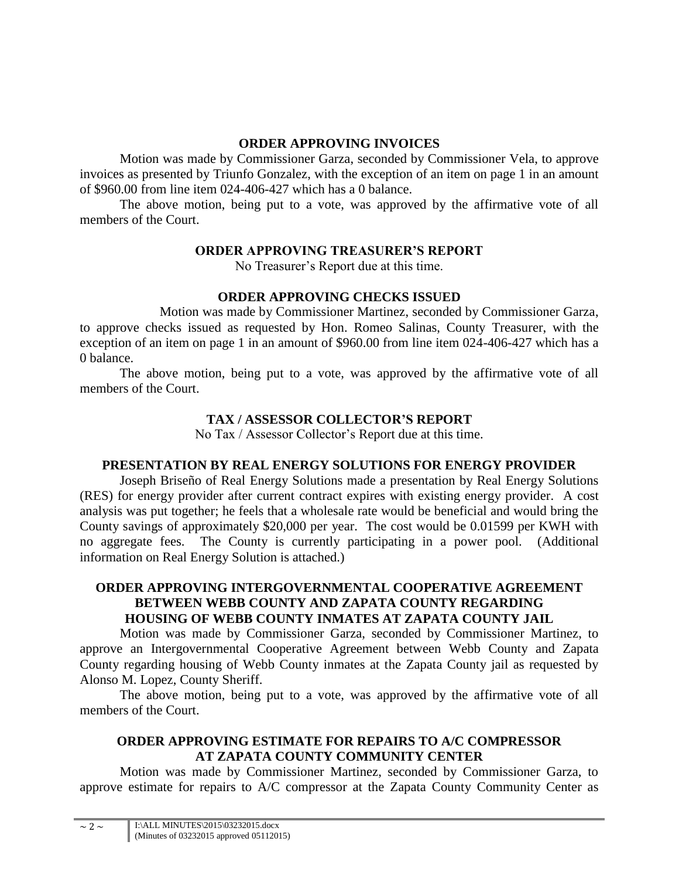## ORDER APPROVING INVOICES

Motion was made by Commissioner Garza, seconded by Commissioner Vela, to approve invoices as presented by Triunfo Gonzalez, with the exception of an item on page 1 in an amount of $960.00 from line item 024-406-427 which has a 0 balance.

The above motion, being put to a vote, was approved by the affirmative vote of all members of the Court.

## ORDER APPROVING TREASURER'S REPORT

No Treasurer's Report due at this time.

## ORDER APPROVING CHECKS ISSUED

Motion was made by Commissioner Martinez, seconded by Commissioner Garza, to approve checks issued as requested by Hon. Romeo Salinas, County Treasurer, with the exception of an item on page 1 in an amount of $960.00 from line item 024-406-427 which has a 0 balance.

The above motion, being put to a vote, was approved by the affirmative vote of all members of the Court.

## TAX / ASSESSOR COLLECTOR'S REPORT

No Tax / Assessor Collector's Report due at this time.

## PRESENTATION BY REAL ENERGY SOLUTIONS FOR ENERGY PROVIDER

Joseph Briseño of Real Energy Solutions made a presentation by Real Energy Solutions (RES) for energy provider after current contract expires with existing energy provider. A cost analysis was put together; he feels that a wholesale rate would be beneficial and would bring the County savings of approximately $20,000 per year. The cost would be 0.01599 per KWH with no aggregate fees. The County is currently participating in a power pool. (Additional information on Real Energy Solution is attached.)

## ORDER APPROVING INTERGOVERNMENTAL COOPERATIVE AGREEMENT BETWEEN WEBB COUNTY AND ZAPATA COUNTY REGARDING HOUSING OF WEBB COUNTY INMATES AT ZAPATA COUNTY JAIL

Motion was made by Commissioner Garza, seconded by Commissioner Martinez, to approve an Intergovernmental Cooperative Agreement between Webb County and Zapata County regarding housing of Webb County inmates at the Zapata County jail as requested by Alonso M. Lopez, County Sheriff.

The above motion, being put to a vote, was approved by the affirmative vote of all members of the Court.

## ORDER APPROVING ESTIMATE FOR REPAIRS TO A/C COMPRESSOR AT ZAPATA COUNTY COMMUNITY CENTER

Motion was made by Commissioner Martinez, seconded by Commissioner Garza, to approve estimate for repairs to A/C compressor at the Zapata County Community Center as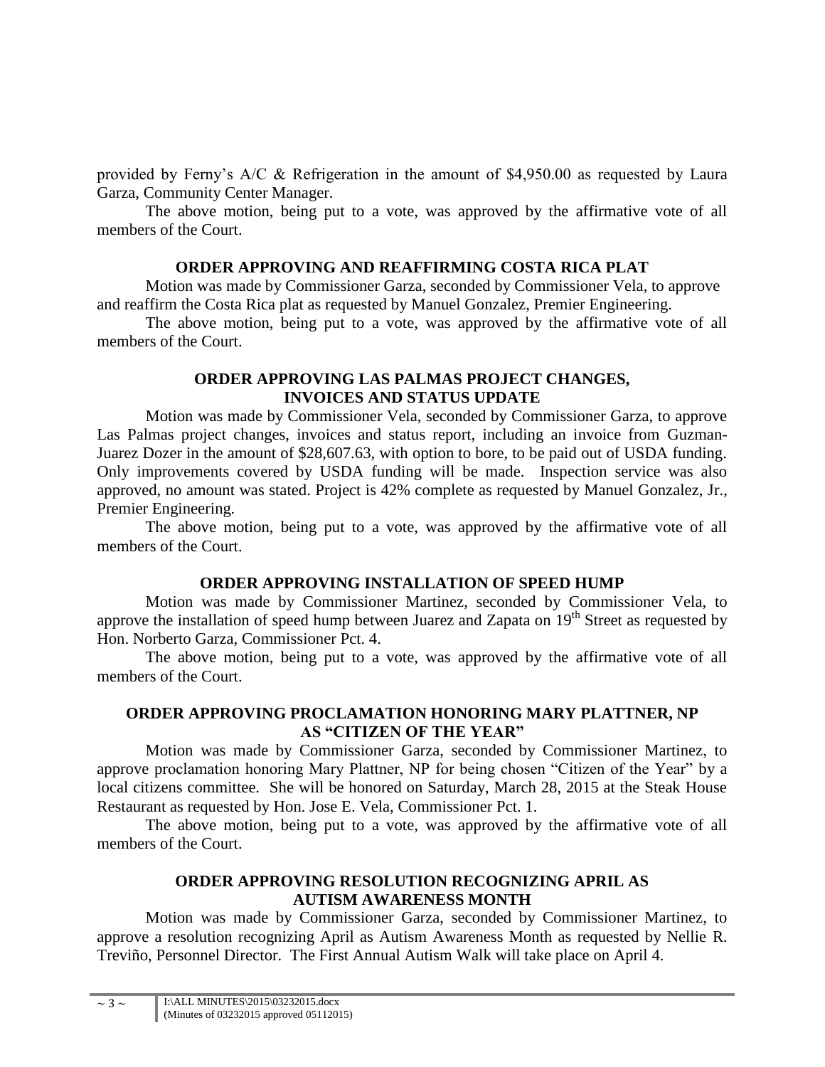provided by Ferny's A/C & Refrigeration in the amount of $4,950.00 as requested by Laura Garza, Community Center Manager.

The above motion, being put to a vote, was approved by the affirmative vote of all members of the Court.

**ORDER APPROVING AND REAFFIRMING COSTA RICA PLAT**

Motion was made by Commissioner Garza, seconded by Commissioner Vela, to approve and reaffirm the Costa Rica plat as requested by Manuel Gonzalez, Premier Engineering.

The above motion, being put to a vote, was approved by the affirmative vote of all members of the Court.

**ORDER APPROVING LAS PALMAS PROJECT CHANGES, INVOICES AND STATUS UPDATE**

Motion was made by Commissioner Vela, seconded by Commissioner Garza, to approve Las Palmas project changes, invoices and status report, including an invoice from Guzman-Juarez Dozer in the amount of $28,607.63, with option to bore, to be paid out of USDA funding. Only improvements covered by USDA funding will be made. Inspection service was also approved, no amount was stated. Project is 42% complete as requested by Manuel Gonzalez, Jr., Premier Engineering.

The above motion, being put to a vote, was approved by the affirmative vote of all members of the Court.

**ORDER APPROVING INSTALLATION OF SPEED HUMP**

Motion was made by Commissioner Martinez, seconded by Commissioner Vela, to approve the installation of speed hump between Juarez and Zapata on 19th Street as requested by Hon. Norberto Garza, Commissioner Pct. 4.

The above motion, being put to a vote, was approved by the affirmative vote of all members of the Court.

**ORDER APPROVING PROCLAMATION HONORING MARY PLATTNER, NP AS "CITIZEN OF THE YEAR"**

Motion was made by Commissioner Garza, seconded by Commissioner Martinez, to approve proclamation honoring Mary Plattner, NP for being chosen "Citizen of the Year" by a local citizens committee. She will be honored on Saturday, March 28, 2015 at the Steak House Restaurant as requested by Hon. Jose E. Vela, Commissioner Pct. 1.

The above motion, being put to a vote, was approved by the affirmative vote of all members of the Court.

**ORDER APPROVING RESOLUTION RECOGNIZING APRIL AS AUTISM AWARENESS MONTH**

Motion was made by Commissioner Garza, seconded by Commissioner Martinez, to approve a resolution recognizing April as Autism Awareness Month as requested by Nellie R. Treviño, Personnel Director. The First Annual Autism Walk will take place on April 4.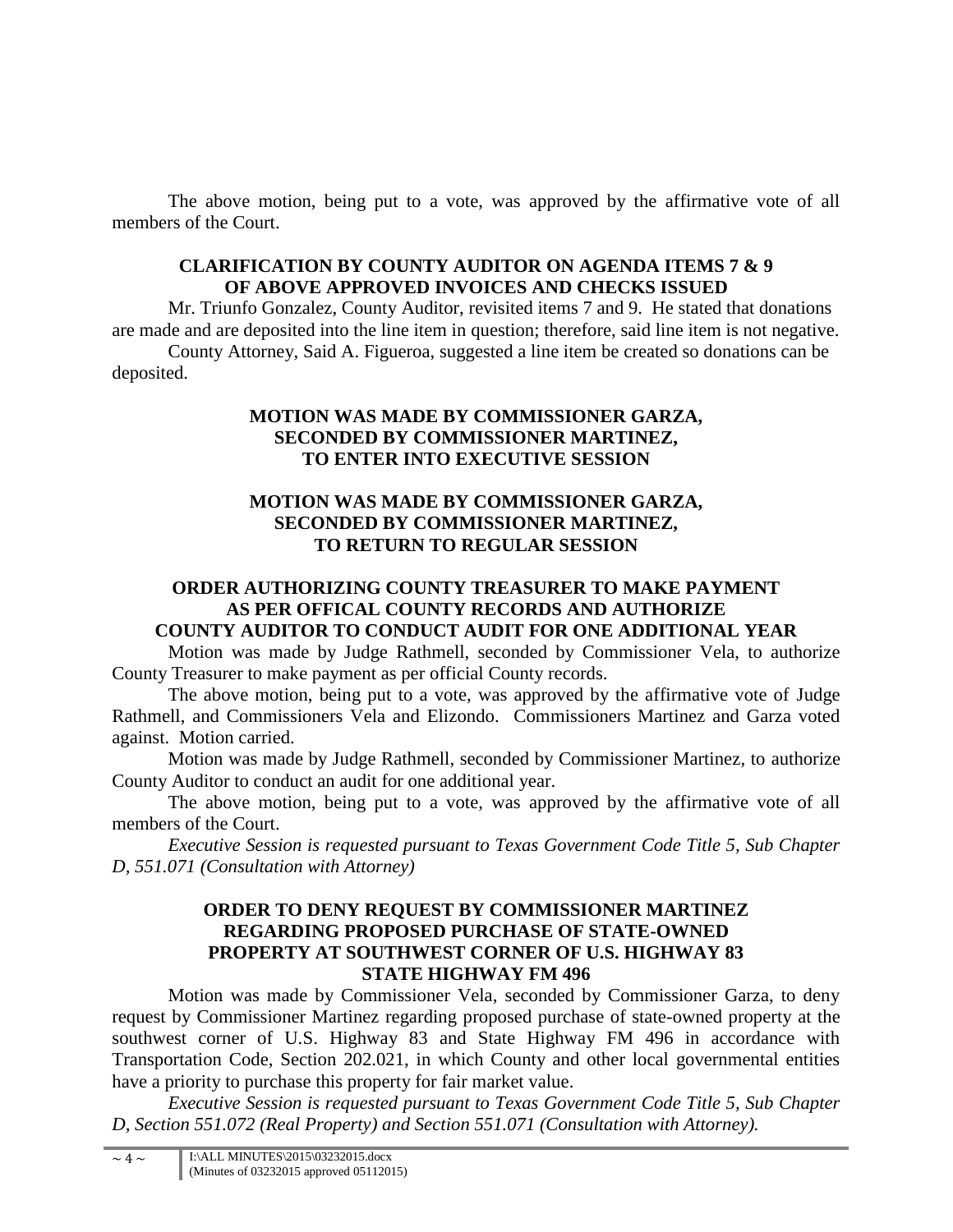The above motion, being put to a vote, was approved by the affirmative vote of all members of the Court.

**CLARIFICATION BY COUNTY AUDITOR ON AGENDA ITEMS 7 & 9 OF ABOVE APPROVED INVOICES AND CHECKS ISSUED**

Mr. Triunfo Gonzalez, County Auditor, revisited items 7 and 9. He stated that donations are made and are deposited into the line item in question; therefore, said line item is not negative.

County Attorney, Said A. Figueroa, suggested a line item be created so donations can be deposited.

**MOTION WAS MADE BY COMMISSIONER GARZA, SECONDED BY COMMISSIONER MARTINEZ, TO ENTER INTO EXECUTIVE SESSION**

**MOTION WAS MADE BY COMMISSIONER GARZA, SECONDED BY COMMISSIONER MARTINEZ, TO RETURN TO REGULAR SESSION**

**ORDER AUTHORIZING COUNTY TREASURER TO MAKE PAYMENT AS PER OFFICAL COUNTY RECORDS AND AUTHORIZE COUNTY AUDITOR TO CONDUCT AUDIT FOR ONE ADDITIONAL YEAR**

Motion was made by Judge Rathmell, seconded by Commissioner Vela, to authorize County Treasurer to make payment as per official County records.

The above motion, being put to a vote, was approved by the affirmative vote of Judge Rathmell, and Commissioners Vela and Elizondo. Commissioners Martinez and Garza voted against. Motion carried.

Motion was made by Judge Rathmell, seconded by Commissioner Martinez, to authorize County Auditor to conduct an audit for one additional year.

The above motion, being put to a vote, was approved by the affirmative vote of all members of the Court.

*Executive Session is requested pursuant to Texas Government Code Title 5, Sub Chapter D, 551.071 (Consultation with Attorney)*

**ORDER TO DENY REQUEST BY COMMISSIONER MARTINEZ REGARDING PROPOSED PURCHASE OF STATE-OWNED PROPERTY AT SOUTHWEST CORNER OF U.S. HIGHWAY 83 STATE HIGHWAY FM 496**

Motion was made by Commissioner Vela, seconded by Commissioner Garza, to deny request by Commissioner Martinez regarding proposed purchase of state-owned property at the southwest corner of U.S. Highway 83 and State Highway FM 496 in accordance with Transportation Code, Section 202.021, in which County and other local governmental entities have a priority to purchase this property for fair market value.

*Executive Session is requested pursuant to Texas Government Code Title 5, Sub Chapter D, Section 551.072 (Real Property) and Section 551.071 (Consultation with Attorney).*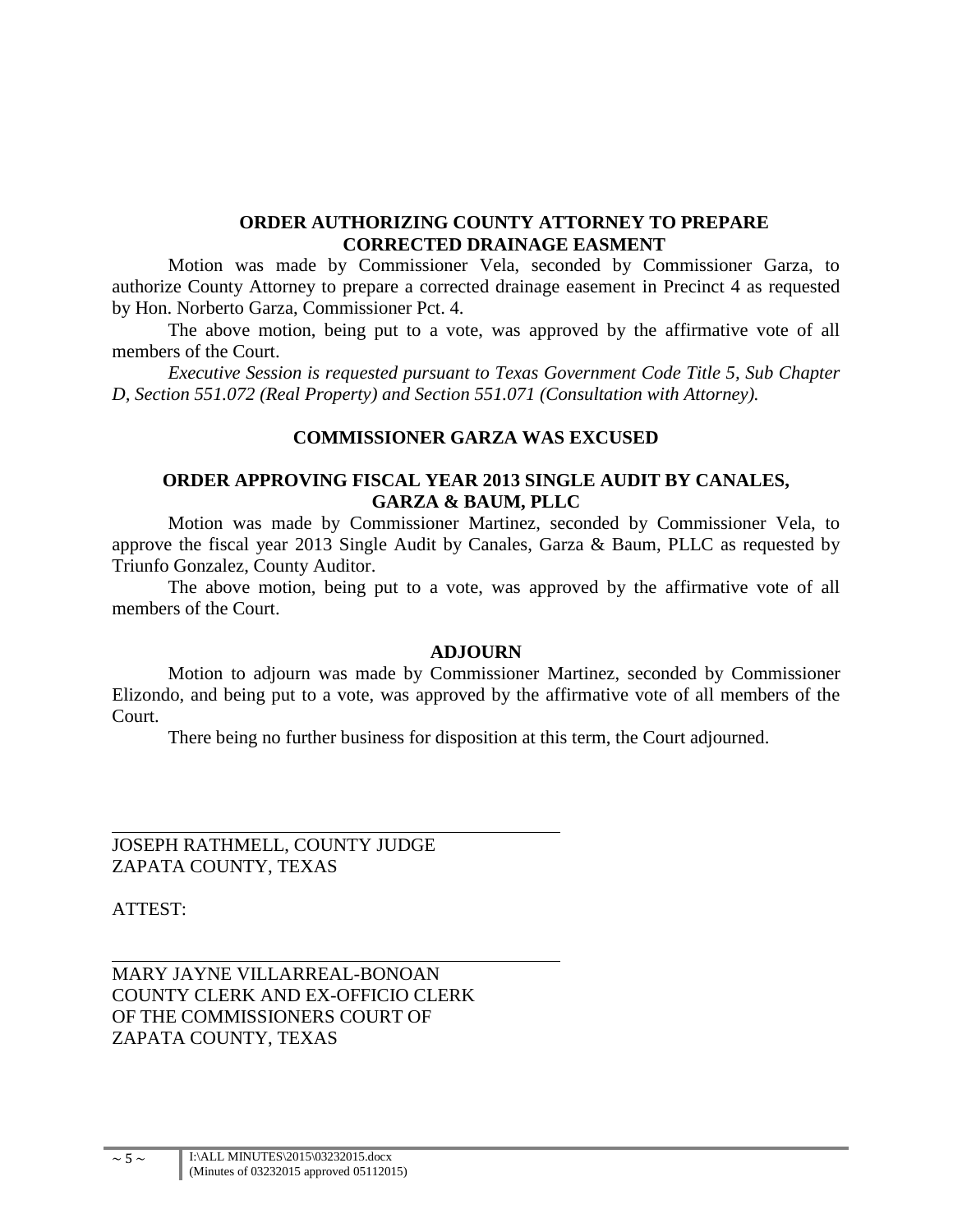**ORDER AUTHORIZING COUNTY ATTORNEY TO PREPARE CORRECTED DRAINAGE EASMENT**

Motion was made by Commissioner Vela, seconded by Commissioner Garza, to authorize County Attorney to prepare a corrected drainage easement in Precinct 4 as requested by Hon. Norberto Garza, Commissioner Pct. 4.

The above motion, being put to a vote, was approved by the affirmative vote of all members of the Court.

*Executive Session is requested pursuant to Texas Government Code Title 5, Sub Chapter D, Section 551.072 (Real Property) and Section 551.071 (Consultation with Attorney).*

**COMMISSIONER GARZA WAS EXCUSED**

**ORDER APPROVING FISCAL YEAR 2013 SINGLE AUDIT BY CANALES, GARZA & BAUM, PLLC**

Motion was made by Commissioner Martinez, seconded by Commissioner Vela, to approve the fiscal year 2013 Single Audit by Canales, Garza & Baum, PLLC as requested by Triunfo Gonzalez, County Auditor.

The above motion, being put to a vote, was approved by the affirmative vote of all members of the Court.

**ADJOURN**

Motion to adjourn was made by Commissioner Martinez, seconded by Commissioner Elizondo, and being put to a vote, was approved by the affirmative vote of all members of the Court.

There being no further business for disposition at this term, the Court adjourned.

\_\_\_\_\_\_\_\_\_\_\_\_\_\_\_\_\_\_\_\_\_\_\_\_\_\_\_\_\_\_\_\_\_\_\_\_\_\_\_\_

JOSEPH RATHMELL, COUNTY JUDGE
ZAPATA COUNTY, TEXAS

ATTEST:

\_\_\_\_\_\_\_\_\_\_\_\_\_\_\_\_\_\_\_\_\_\_\_\_\_\_\_\_\_\_\_\_\_\_\_\_\_\_\_\_

MARY JAYNE VILLARREAL-BONOAN
COUNTY CLERK AND EX-OFFICIO CLERK
OF THE COMMISSIONERS COURT OF
ZAPATA COUNTY, TEXAS